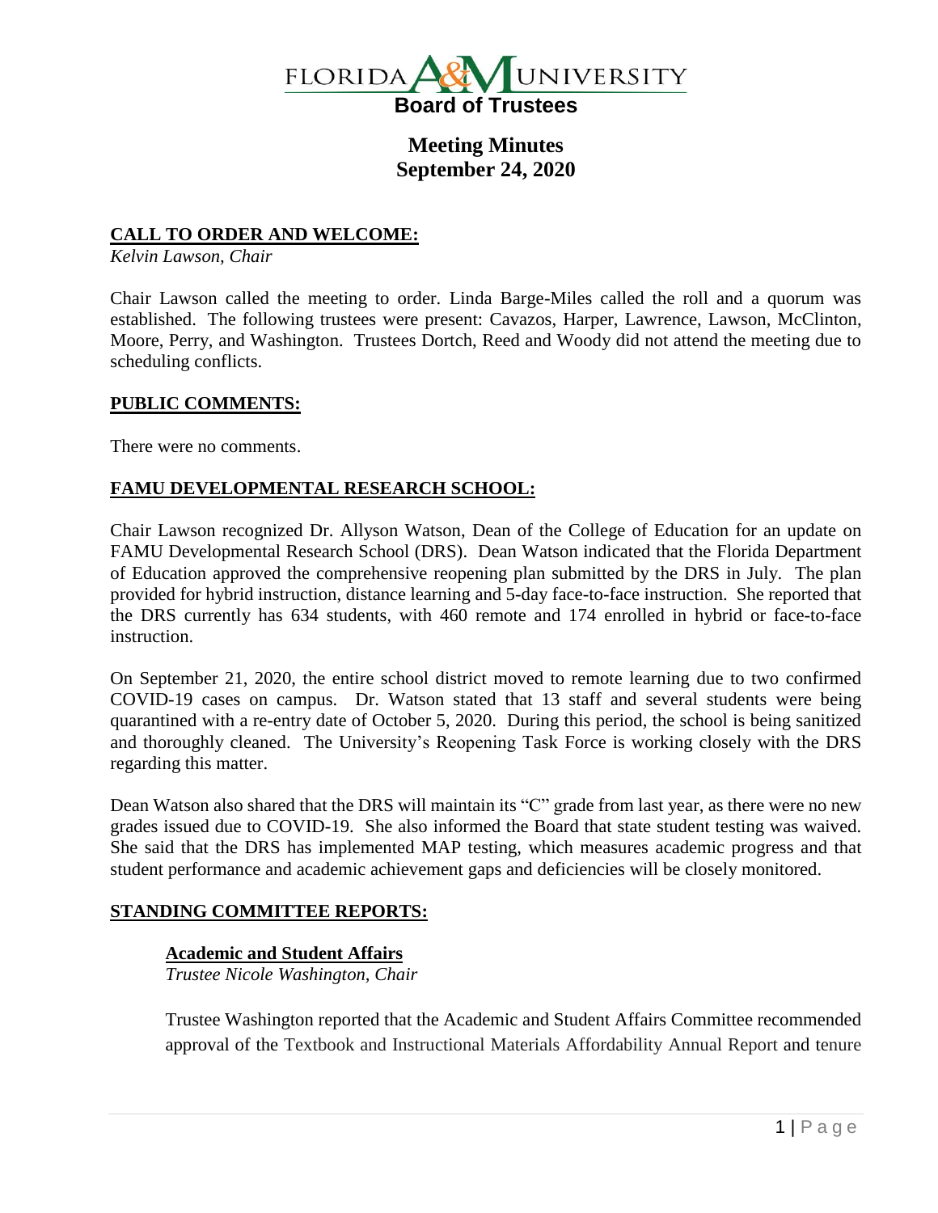# FLORIDA A&M UNIVERSITY

## Board of Trustees

## Meeting Minutes
## September 24, 2020

### CALL TO ORDER AND WELCOME:

*Kelvin Lawson, Chair*

Chair Lawson called the meeting to order. Linda Barge-Miles called the roll and a quorum was established. The following trustees were present: Cavazos, Harper, Lawrence, Lawson, McClinton, Moore, Perry, and Washington. Trustees Dortch, Reed and Woody did not attend the meeting due to scheduling conflicts.

### PUBLIC COMMENTS:

There were no comments.

### FAMU DEVELOPMENTAL RESEARCH SCHOOL:

Chair Lawson recognized Dr. Allyson Watson, Dean of the College of Education for an update on FAMU Developmental Research School (DRS). Dean Watson indicated that the Florida Department of Education approved the comprehensive reopening plan submitted by the DRS in July. The plan provided for hybrid instruction, distance learning and 5-day face-to-face instruction. She reported that the DRS currently has 634 students, with 460 remote and 174 enrolled in hybrid or face-to-face instruction.

On September 21, 2020, the entire school district moved to remote learning due to two confirmed COVID-19 cases on campus. Dr. Watson stated that 13 staff and several students were being quarantined with a re-entry date of October 5, 2020. During this period, the school is being sanitized and thoroughly cleaned. The University's Reopening Task Force is working closely with the DRS regarding this matter.

Dean Watson also shared that the DRS will maintain its "C" grade from last year, as there were no new grades issued due to COVID-19. She also informed the Board that state student testing was waived. She said that the DRS has implemented MAP testing, which measures academic progress and that student performance and academic achievement gaps and deficiencies will be closely monitored.

### STANDING COMMITTEE REPORTS:

#### Academic and Student Affairs

*Trustee Nicole Washington, Chair*

Trustee Washington reported that the Academic and Student Affairs Committee recommended approval of the Textbook and Instructional Materials Affordability Annual Report and tenure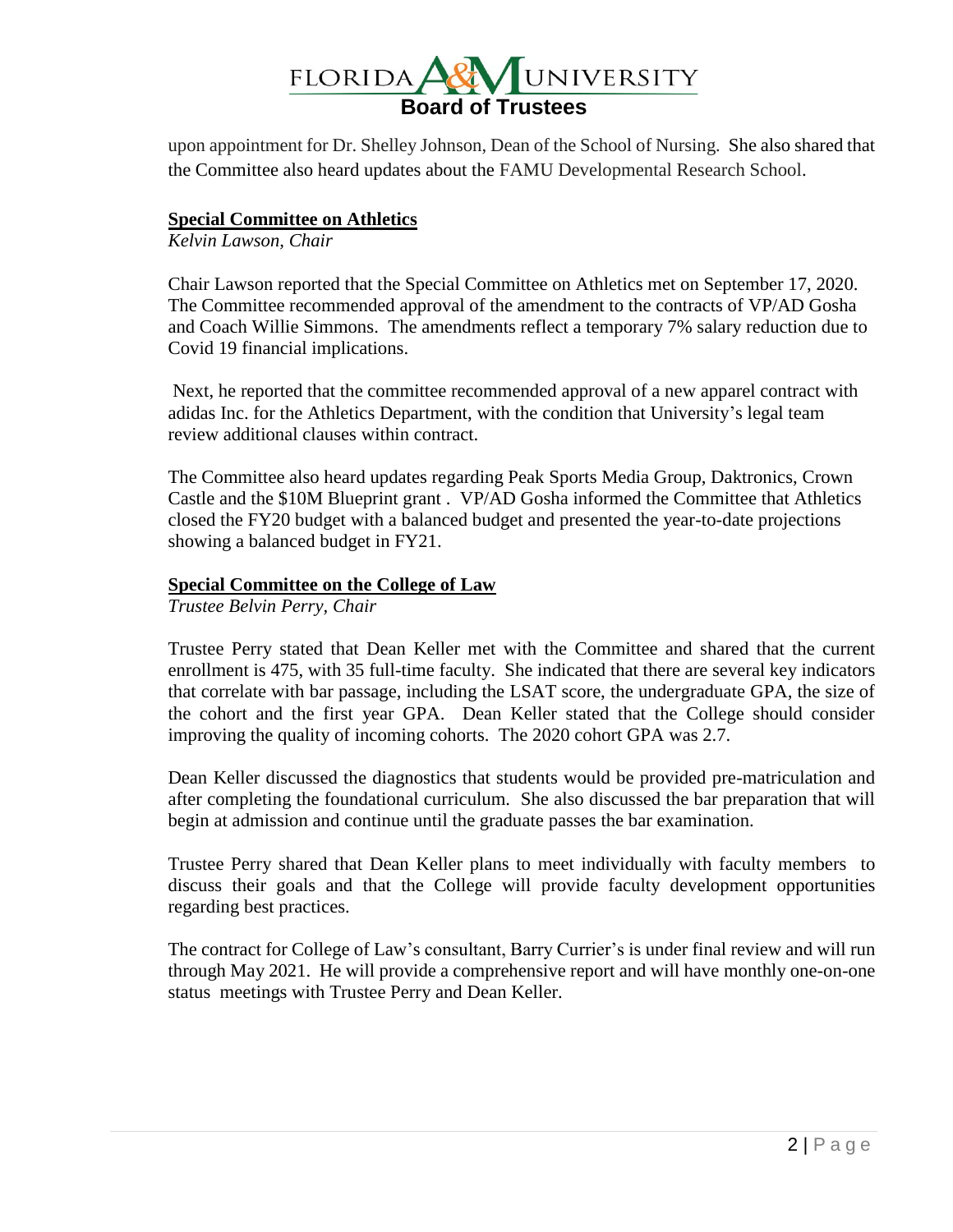upon appointment for Dr. Shelley Johnson, Dean of the School of Nursing. She also shared that the Committee also heard updates about the FAMU Developmental Research School.

**Special Committee on Athletics**

*Kelvin Lawson, Chair*

Chair Lawson reported that the Special Committee on Athletics met on September 17, 2020. The Committee recommended approval of the amendment to the contracts of VP/AD Gosha and Coach Willie Simmons. The amendments reflect a temporary 7% salary reduction due to Covid 19 financial implications.

Next, he reported that the committee recommended approval of a new apparel contract with adidas Inc. for the Athletics Department, with the condition that University's legal team review additional clauses within contract.

The Committee also heard updates regarding Peak Sports Media Group, Daktronics, Crown Castle and the $10M Blueprint grant . VP/AD Gosha informed the Committee that Athletics closed the FY20 budget with a balanced budget and presented the year-to-date projections showing a balanced budget in FY21.

**Special Committee on the College of Law**

*Trustee Belvin Perry, Chair*

Trustee Perry stated that Dean Keller met with the Committee and shared that the current enrollment is 475, with 35 full-time faculty. She indicated that there are several key indicators that correlate with bar passage, including the LSAT score, the undergraduate GPA, the size of the cohort and the first year GPA. Dean Keller stated that the College should consider improving the quality of incoming cohorts. The 2020 cohort GPA was 2.7.

Dean Keller discussed the diagnostics that students would be provided pre-matriculation and after completing the foundational curriculum. She also discussed the bar preparation that will begin at admission and continue until the graduate passes the bar examination.

Trustee Perry shared that Dean Keller plans to meet individually with faculty members to discuss their goals and that the College will provide faculty development opportunities regarding best practices.

The contract for College of Law's consultant, Barry Currier's is under final review and will run through May 2021. He will provide a comprehensive report and will have monthly one-on-one status meetings with Trustee Perry and Dean Keller.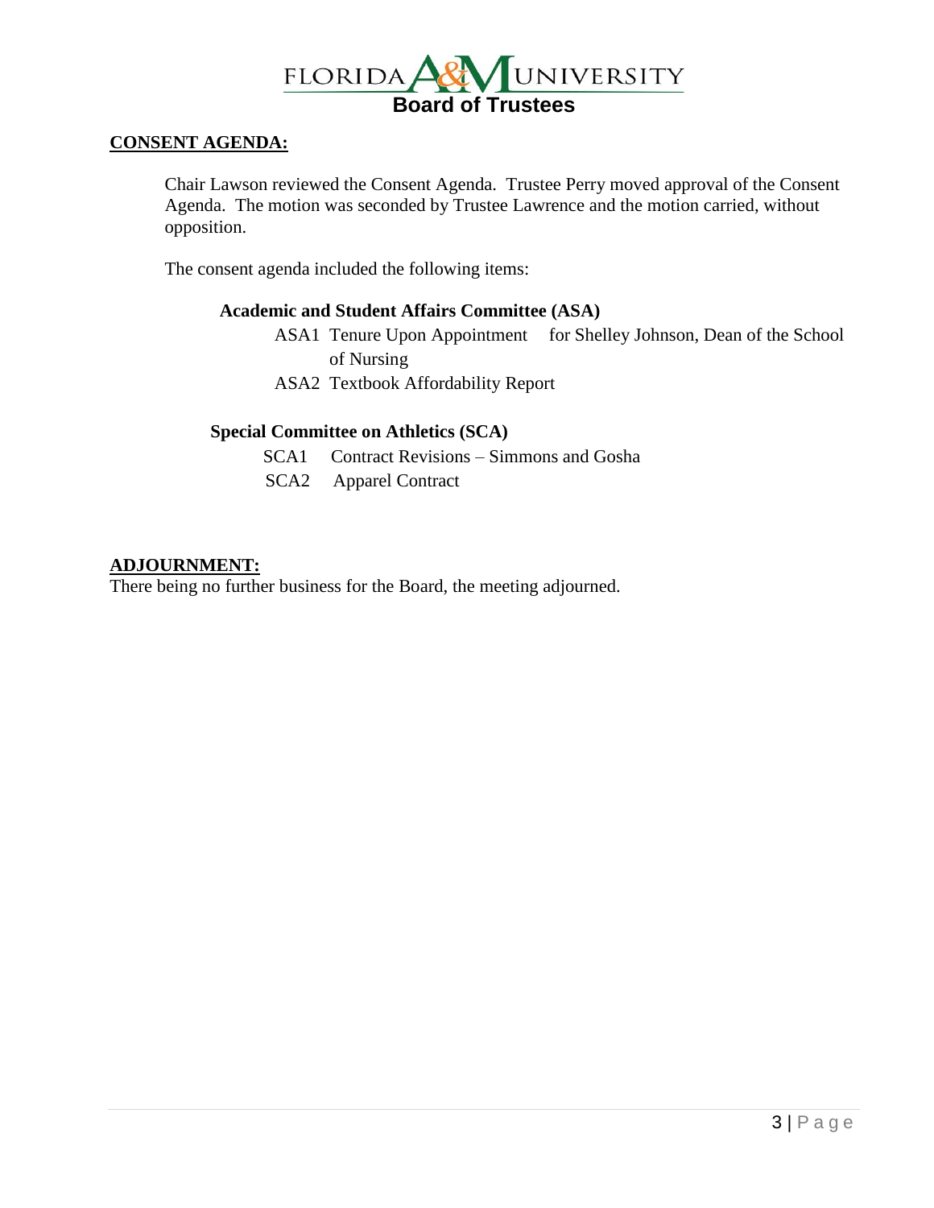# FLORIDA A&M UNIVERSITY
## Board of Trustees

**CONSENT AGENDA:**

Chair Lawson reviewed the Consent Agenda. Trustee Perry moved approval of the Consent Agenda. The motion was seconded by Trustee Lawrence and the motion carried, without opposition.

The consent agenda included the following items:

**Academic and Student Affairs Committee (ASA)**

- ASA1 Tenure Upon Appointment for Shelley Johnson, Dean of the School of Nursing
- ASA2 Textbook Affordability Report

**Special Committee on Athletics (SCA)**

- SCA1 Contract Revisions – Simmons and Gosha
- SCA2 Apparel Contract

**ADJOURNMENT:**

There being no further business for the Board, the meeting adjourned.